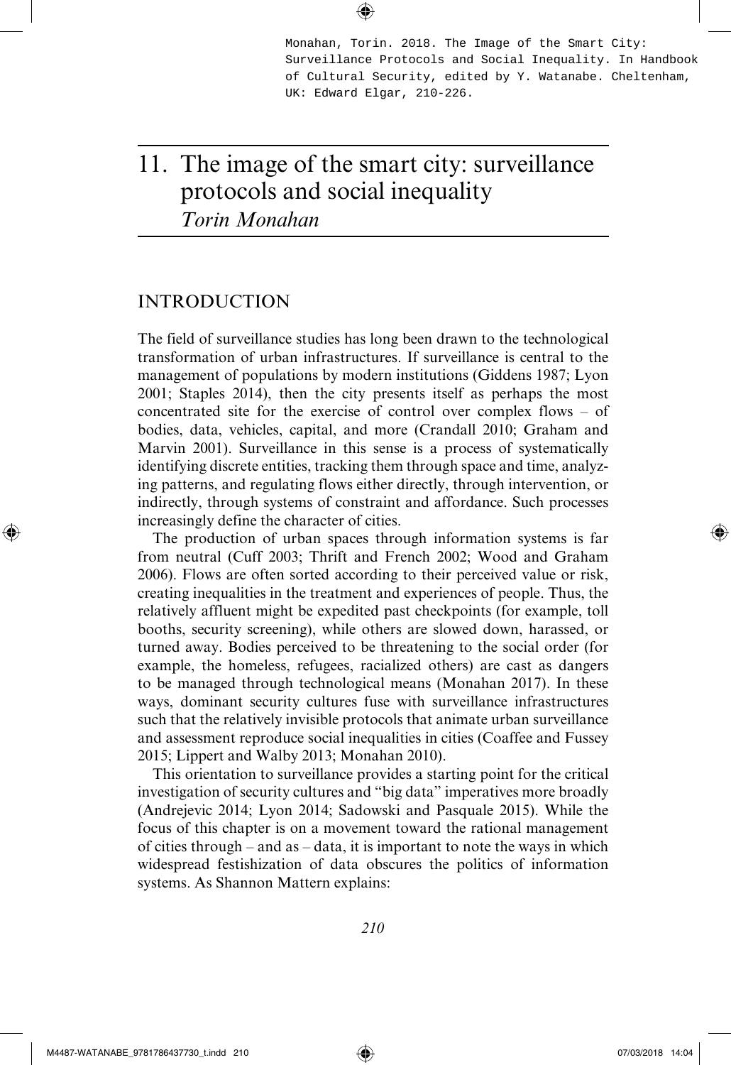Monahan, Torin. 2018. The Image of the Smart City: Surveillance Protocols and Social Inequality. In Handbook of Cultural Security, edited by Y. Watanabe. Cheltenham, UK: Edward Elgar, 210-226.

# 11. The image of the smart city: surveillance protocols and social inequality

*Torin Monahan*

## INTRODUCTION

The field of surveillance studies has long been drawn to the technological transformation of urban infrastructures. If surveillance is central to the management of populations by modern institutions (Giddens 1987; Lyon 2001; Staples 2014), then the city presents itself as perhaps the most concentrated site for the exercise of control over complex flows – of bodies, data, vehicles, capital, and more (Crandall 2010; Graham and Marvin 2001). Surveillance in this sense is a process of systematically identifying discrete entities, tracking them through space and time, analyzing patterns, and regulating flows either directly, through intervention, or indirectly, through systems of constraint and affordance. Such processes increasingly define the character of cities.

The production of urban spaces through information systems is far from neutral (Cuff 2003; Thrift and French 2002; Wood and Graham 2006). Flows are often sorted according to their perceived value or risk, creating inequalities in the treatment and experiences of people. Thus, the relatively affluent might be expedited past checkpoints (for example, toll booths, security screening), while others are slowed down, harassed, or turned away. Bodies perceived to be threatening to the social order (for example, the homeless, refugees, racialized others) are cast as dangers to be managed through technological means (Monahan 2017). In these ways, dominant security cultures fuse with surveillance infrastructures such that the relatively invisible protocols that animate urban surveillance and assessment reproduce social inequalities in cities (Coaffee and Fussey 2015; Lippert and Walby 2013; Monahan 2010).

This orientation to surveillance provides a starting point for the critical investigation of security cultures and "big data" imperatives more broadly (Andrejevic 2014; Lyon 2014; Sadowski and Pasquale 2015). While the focus of this chapter is on a movement toward the rational management of cities through – and as – data, it is important to note the ways in which widespread festishization of data obscures the politics of information systems. As Shannon Mattern explains: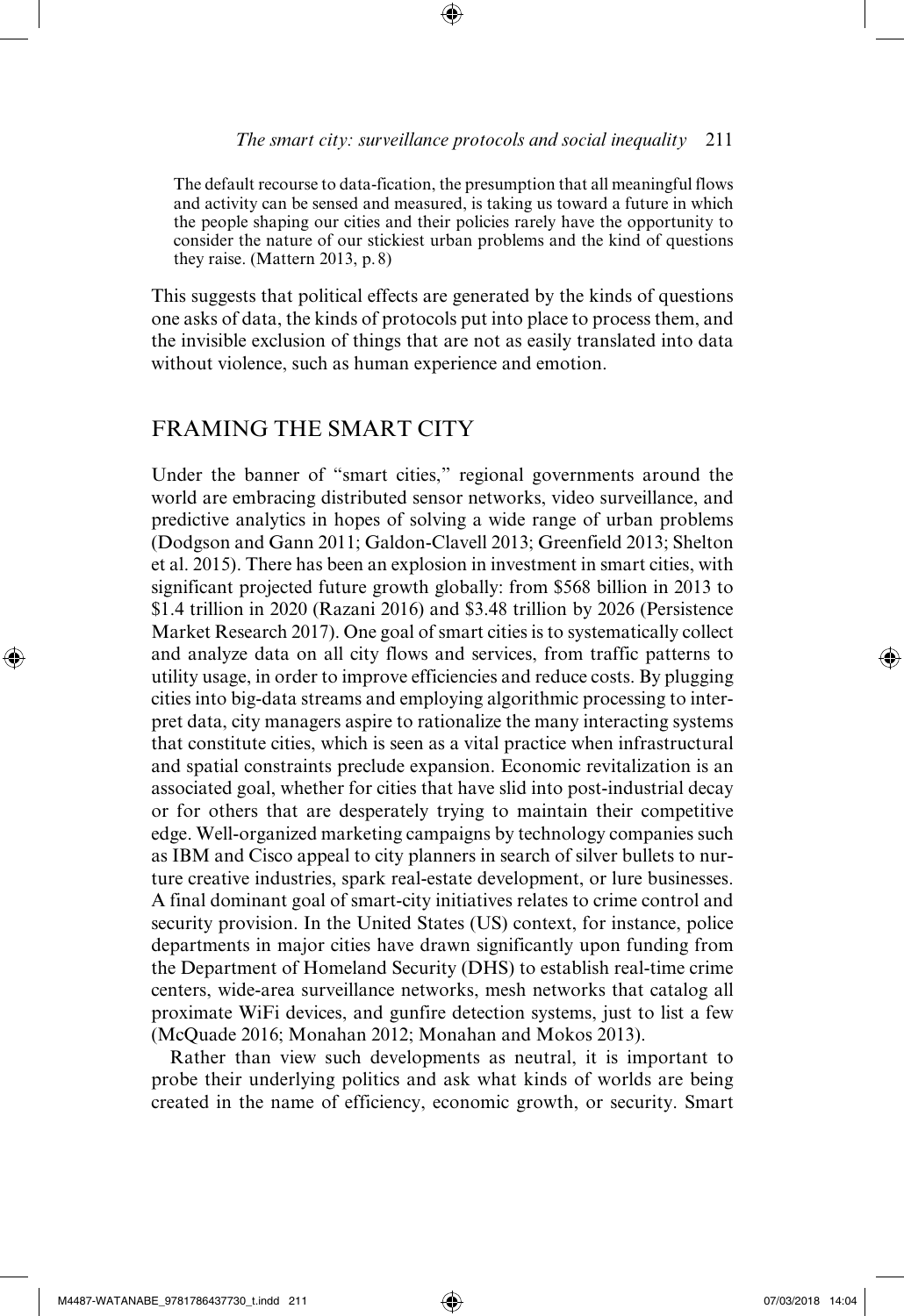> The default recourse to data-fication, the presumption that all meaningful flows and activity can be sensed and measured, is taking us toward a future in which the people shaping our cities and their policies rarely have the opportunity to consider the nature of our stickiest urban problems and the kind of questions they raise. (Mattern 2013, p. 8)

This suggests that political effects are generated by the kinds of questions one asks of data, the kinds of protocols put into place to process them, and the invisible exclusion of things that are not as easily translated into data without violence, such as human experience and emotion.

## FRAMING THE SMART CITY

Under the banner of "smart cities," regional governments around the world are embracing distributed sensor networks, video surveillance, and predictive analytics in hopes of solving a wide range of urban problems (Dodgson and Gann 2011; Galdon-Clavell 2013; Greenfield 2013; Shelton et al. 2015). There has been an explosion in investment in smart cities, with significant projected future growth globally: from $568 billion in 2013 to $1.4 trillion in 2020 (Razani 2016) and $3.48 trillion by 2026 (Persistence Market Research 2017). One goal of smart cities is to systematically collect and analyze data on all city flows and services, from traffic patterns to utility usage, in order to improve efficiencies and reduce costs. By plugging cities into big-data streams and employing algorithmic processing to interpret data, city managers aspire to rationalize the many interacting systems that constitute cities, which is seen as a vital practice when infrastructural and spatial constraints preclude expansion. Economic revitalization is an associated goal, whether for cities that have slid into post-industrial decay or for others that are desperately trying to maintain their competitive edge. Well-organized marketing campaigns by technology companies such as IBM and Cisco appeal to city planners in search of silver bullets to nurture creative industries, spark real-estate development, or lure businesses. A final dominant goal of smart-city initiatives relates to crime control and security provision. In the United States (US) context, for instance, police departments in major cities have drawn significantly upon funding from the Department of Homeland Security (DHS) to establish real-time crime centers, wide-area surveillance networks, mesh networks that catalog all proximate WiFi devices, and gunfire detection systems, just to list a few (McQuade 2016; Monahan 2012; Monahan and Mokos 2013).

Rather than view such developments as neutral, it is important to probe their underlying politics and ask what kinds of worlds are being created in the name of efficiency, economic growth, or security. Smart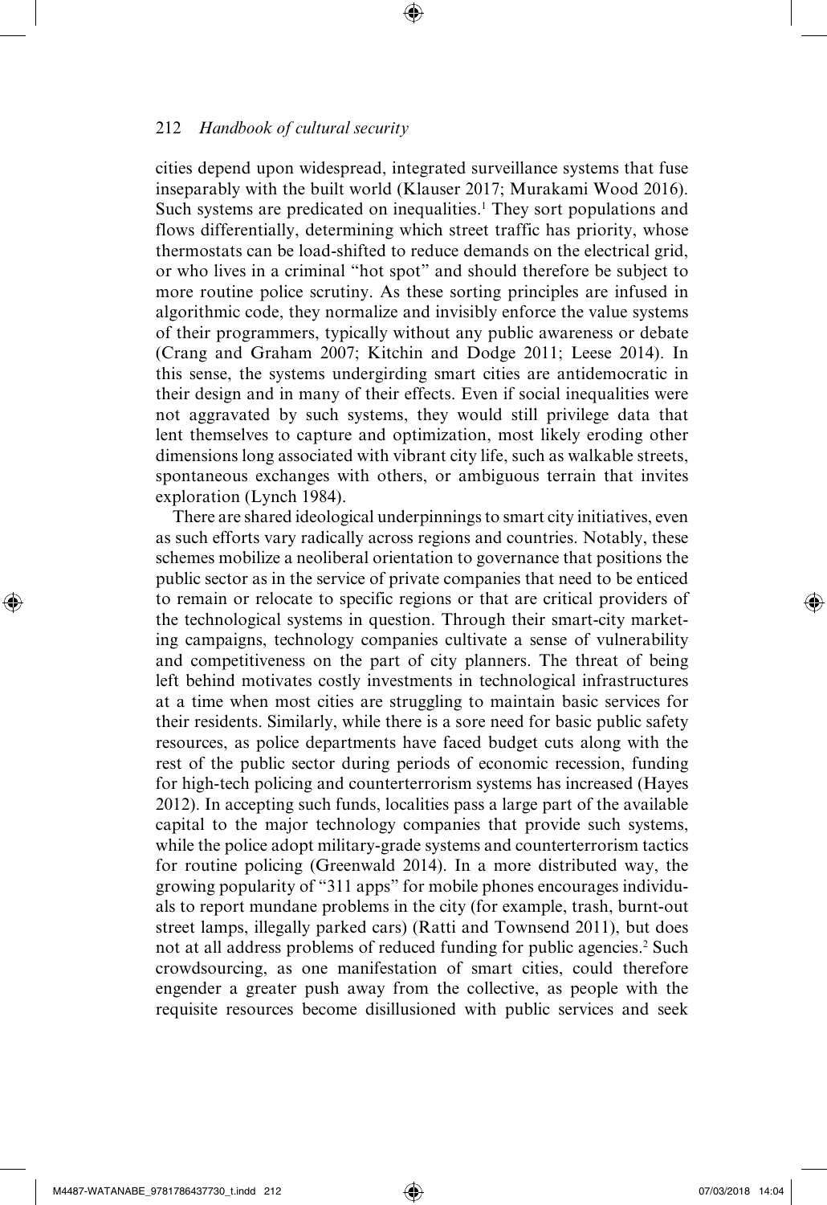cities depend upon widespread, integrated surveillance systems that fuse inseparably with the built world (Klauser 2017; Murakami Wood 2016). Such systems are predicated on inequalities.[1] They sort populations and flows differentially, determining which street traffic has priority, whose thermostats can be load-shifted to reduce demands on the electrical grid, or who lives in a criminal "hot spot" and should therefore be subject to more routine police scrutiny. As these sorting principles are infused in algorithmic code, they normalize and invisibly enforce the value systems of their programmers, typically without any public awareness or debate (Crang and Graham 2007; Kitchin and Dodge 2011; Leese 2014). In this sense, the systems undergirding smart cities are antidemocratic in their design and in many of their effects. Even if social inequalities were not aggravated by such systems, they would still privilege data that lent themselves to capture and optimization, most likely eroding other dimensions long associated with vibrant city life, such as walkable streets, spontaneous exchanges with others, or ambiguous terrain that invites exploration (Lynch 1984).

There are shared ideological underpinnings to smart city initiatives, even as such efforts vary radically across regions and countries. Notably, these schemes mobilize a neoliberal orientation to governance that positions the public sector as in the service of private companies that need to be enticed to remain or relocate to specific regions or that are critical providers of the technological systems in question. Through their smart-city marketing campaigns, technology companies cultivate a sense of vulnerability and competitiveness on the part of city planners. The threat of being left behind motivates costly investments in technological infrastructures at a time when most cities are struggling to maintain basic services for their residents. Similarly, while there is a sore need for basic public safety resources, as police departments have faced budget cuts along with the rest of the public sector during periods of economic recession, funding for high-tech policing and counterterrorism systems has increased (Hayes 2012). In accepting such funds, localities pass a large part of the available capital to the major technology companies that provide such systems, while the police adopt military-grade systems and counterterrorism tactics for routine policing (Greenwald 2014). In a more distributed way, the growing popularity of "311 apps" for mobile phones encourages individuals to report mundane problems in the city (for example, trash, burnt-out street lamps, illegally parked cars) (Ratti and Townsend 2011), but does not at all address problems of reduced funding for public agencies.[2] Such crowdsourcing, as one manifestation of smart cities, could therefore engender a greater push away from the collective, as people with the requisite resources become disillusioned with public services and seek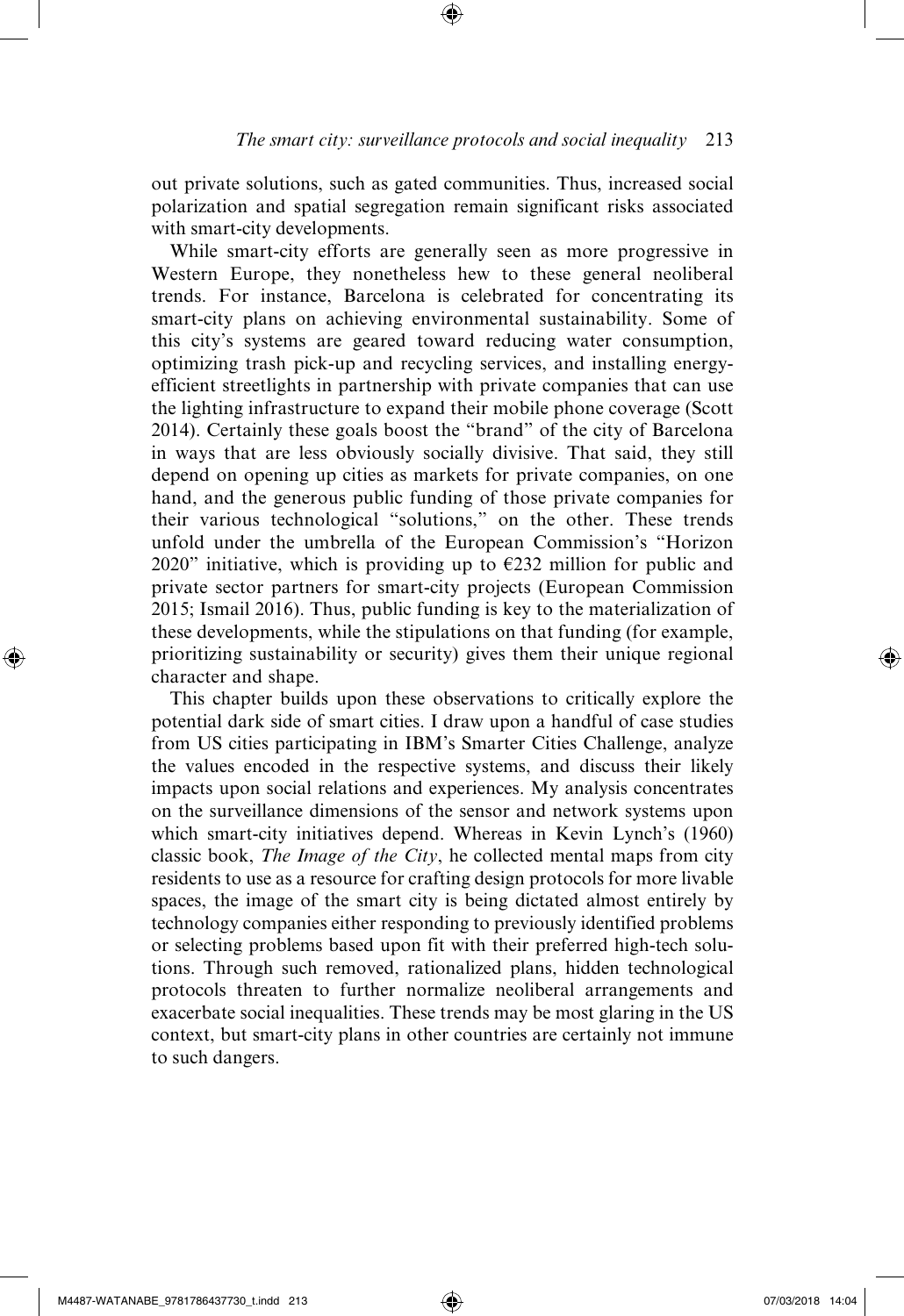out private solutions, such as gated communities. Thus, increased social polarization and spatial segregation remain significant risks associated with smart-city developments.

While smart-city efforts are generally seen as more progressive in Western Europe, they nonetheless hew to these general neoliberal trends. For instance, Barcelona is celebrated for concentrating its smart-city plans on achieving environmental sustainability. Some of this city's systems are geared toward reducing water consumption, optimizing trash pick-up and recycling services, and installing energy-efficient streetlights in partnership with private companies that can use the lighting infrastructure to expand their mobile phone coverage (Scott 2014). Certainly these goals boost the "brand" of the city of Barcelona in ways that are less obviously socially divisive. That said, they still depend on opening up cities as markets for private companies, on one hand, and the generous public funding of those private companies for their various technological "solutions," on the other. These trends unfold under the umbrella of the European Commission's "Horizon 2020" initiative, which is providing up to €232 million for public and private sector partners for smart-city projects (European Commission 2015; Ismail 2016). Thus, public funding is key to the materialization of these developments, while the stipulations on that funding (for example, prioritizing sustainability or security) gives them their unique regional character and shape.

This chapter builds upon these observations to critically explore the potential dark side of smart cities. I draw upon a handful of case studies from US cities participating in IBM's Smarter Cities Challenge, analyze the values encoded in the respective systems, and discuss their likely impacts upon social relations and experiences. My analysis concentrates on the surveillance dimensions of the sensor and network systems upon which smart-city initiatives depend. Whereas in Kevin Lynch's (1960) classic book, *The Image of the City*, he collected mental maps from city residents to use as a resource for crafting design protocols for more livable spaces, the image of the smart city is being dictated almost entirely by technology companies either responding to previously identified problems or selecting problems based upon fit with their preferred high-tech solutions. Through such removed, rationalized plans, hidden technological protocols threaten to further normalize neoliberal arrangements and exacerbate social inequalities. These trends may be most glaring in the US context, but smart-city plans in other countries are certainly not immune to such dangers.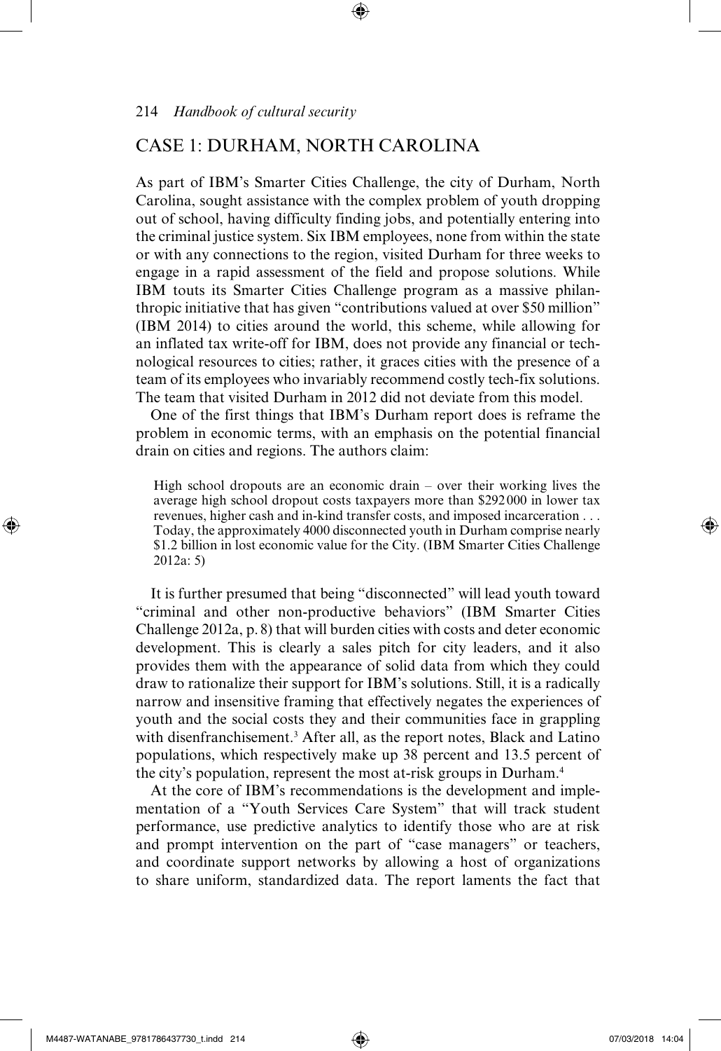## CASE 1: DURHAM, NORTH CAROLINA

As part of IBM's Smarter Cities Challenge, the city of Durham, North Carolina, sought assistance with the complex problem of youth dropping out of school, having difficulty finding jobs, and potentially entering into the criminal justice system. Six IBM employees, none from within the state or with any connections to the region, visited Durham for three weeks to engage in a rapid assessment of the field and propose solutions. While IBM touts its Smarter Cities Challenge program as a massive philanthropic initiative that has given "contributions valued at over $50 million" (IBM 2014) to cities around the world, this scheme, while allowing for an inflated tax write-off for IBM, does not provide any financial or technological resources to cities; rather, it graces cities with the presence of a team of its employees who invariably recommend costly tech-fix solutions. The team that visited Durham in 2012 did not deviate from this model.

One of the first things that IBM's Durham report does is reframe the problem in economic terms, with an emphasis on the potential financial drain on cities and regions. The authors claim:

> High school dropouts are an economic drain – over their working lives the average high school dropout costs taxpayers more than $292 000 in lower tax revenues, higher cash and in-kind transfer costs, and imposed incarceration . . . Today, the approximately 4000 disconnected youth in Durham comprise nearly $1.2 billion in lost economic value for the City. (IBM Smarter Cities Challenge 2012a: 5)

It is further presumed that being "disconnected" will lead youth toward "criminal and other non-productive behaviors" (IBM Smarter Cities Challenge 2012a, p. 8) that will burden cities with costs and deter economic development. This is clearly a sales pitch for city leaders, and it also provides them with the appearance of solid data from which they could draw to rationalize their support for IBM's solutions. Still, it is a radically narrow and insensitive framing that effectively negates the experiences of youth and the social costs they and their communities face in grappling with disenfranchisement.[3] After all, as the report notes, Black and Latino populations, which respectively make up 38 percent and 13.5 percent of the city's population, represent the most at-risk groups in Durham.[4]

At the core of IBM's recommendations is the development and implementation of a "Youth Services Care System" that will track student performance, use predictive analytics to identify those who are at risk and prompt intervention on the part of "case managers" or teachers, and coordinate support networks by allowing a host of organizations to share uniform, standardized data. The report laments the fact that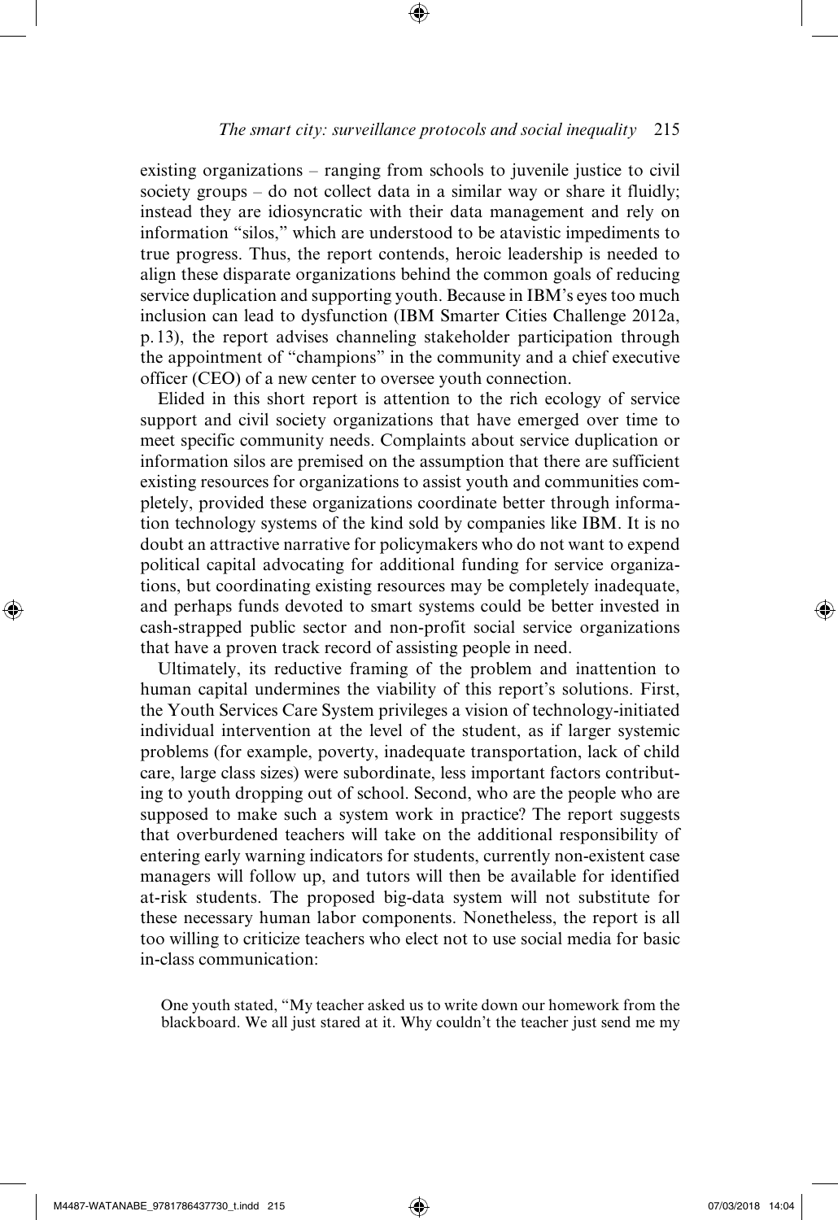existing organizations – ranging from schools to juvenile justice to civil society groups – do not collect data in a similar way or share it fluidly; instead they are idiosyncratic with their data management and rely on information "silos," which are understood to be atavistic impediments to true progress. Thus, the report contends, heroic leadership is needed to align these disparate organizations behind the common goals of reducing service duplication and supporting youth. Because in IBM's eyes too much inclusion can lead to dysfunction (IBM Smarter Cities Challenge 2012a, p. 13), the report advises channeling stakeholder participation through the appointment of "champions" in the community and a chief executive officer (CEO) of a new center to oversee youth connection.

Elided in this short report is attention to the rich ecology of service support and civil society organizations that have emerged over time to meet specific community needs. Complaints about service duplication or information silos are premised on the assumption that there are sufficient existing resources for organizations to assist youth and communities completely, provided these organizations coordinate better through information technology systems of the kind sold by companies like IBM. It is no doubt an attractive narrative for policymakers who do not want to expend political capital advocating for additional funding for service organizations, but coordinating existing resources may be completely inadequate, and perhaps funds devoted to smart systems could be better invested in cash-strapped public sector and non-profit social service organizations that have a proven track record of assisting people in need.

Ultimately, its reductive framing of the problem and inattention to human capital undermines the viability of this report's solutions. First, the Youth Services Care System privileges a vision of technology-initiated individual intervention at the level of the student, as if larger systemic problems (for example, poverty, inadequate transportation, lack of child care, large class sizes) were subordinate, less important factors contributing to youth dropping out of school. Second, who are the people who are supposed to make such a system work in practice? The report suggests that overburdened teachers will take on the additional responsibility of entering early warning indicators for students, currently non-existent case managers will follow up, and tutors will then be available for identified at-risk students. The proposed big-data system will not substitute for these necessary human labor components. Nonetheless, the report is all too willing to criticize teachers who elect not to use social media for basic in-class communication:

> One youth stated, "My teacher asked us to write down our homework from the blackboard. We all just stared at it. Why couldn't the teacher just send me my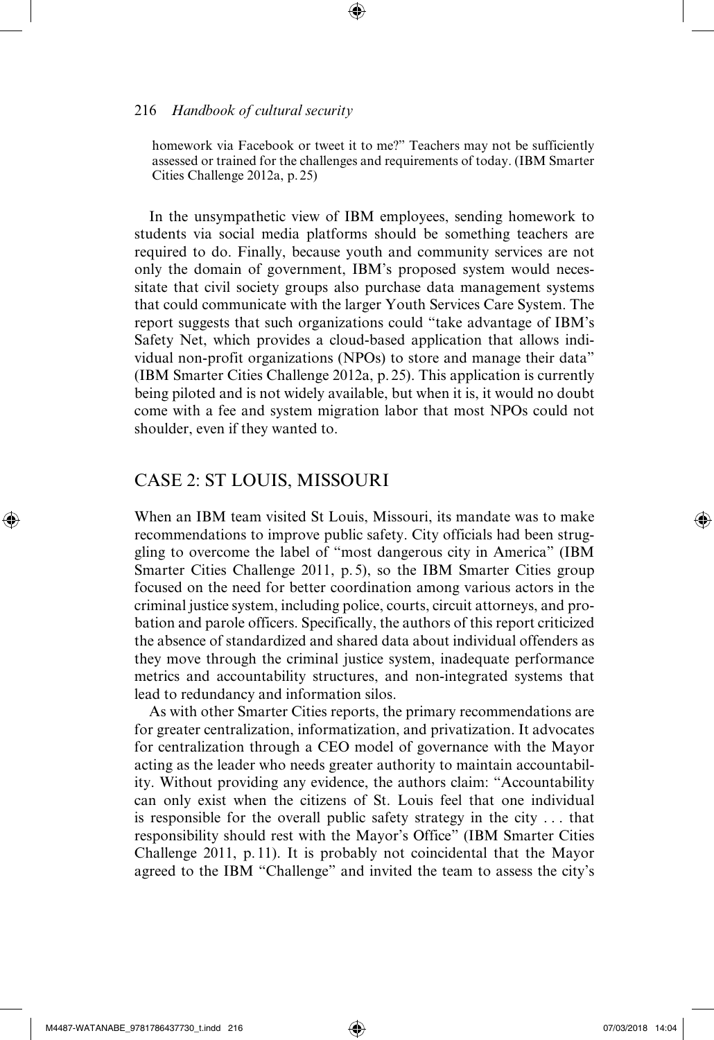> homework via Facebook or tweet it to me?" Teachers may not be sufficiently assessed or trained for the challenges and requirements of today. (IBM Smarter Cities Challenge 2012a, p. 25)

In the unsympathetic view of IBM employees, sending homework to students via social media platforms should be something teachers are required to do. Finally, because youth and community services are not only the domain of government, IBM's proposed system would necessitate that civil society groups also purchase data management systems that could communicate with the larger Youth Services Care System. The report suggests that such organizations could "take advantage of IBM's Safety Net, which provides a cloud-based application that allows individual non-profit organizations (NPOs) to store and manage their data" (IBM Smarter Cities Challenge 2012a, p. 25). This application is currently being piloted and is not widely available, but when it is, it would no doubt come with a fee and system migration labor that most NPOs could not shoulder, even if they wanted to.

## CASE 2: ST LOUIS, MISSOURI

When an IBM team visited St Louis, Missouri, its mandate was to make recommendations to improve public safety. City officials had been struggling to overcome the label of "most dangerous city in America" (IBM Smarter Cities Challenge 2011, p. 5), so the IBM Smarter Cities group focused on the need for better coordination among various actors in the criminal justice system, including police, courts, circuit attorneys, and probation and parole officers. Specifically, the authors of this report criticized the absence of standardized and shared data about individual offenders as they move through the criminal justice system, inadequate performance metrics and accountability structures, and non-integrated systems that lead to redundancy and information silos.

As with other Smarter Cities reports, the primary recommendations are for greater centralization, informatization, and privatization. It advocates for centralization through a CEO model of governance with the Mayor acting as the leader who needs greater authority to maintain accountability. Without providing any evidence, the authors claim: "Accountability can only exist when the citizens of St. Louis feel that one individual is responsible for the overall public safety strategy in the city . . . that responsibility should rest with the Mayor's Office" (IBM Smarter Cities Challenge 2011, p. 11). It is probably not coincidental that the Mayor agreed to the IBM "Challenge" and invited the team to assess the city's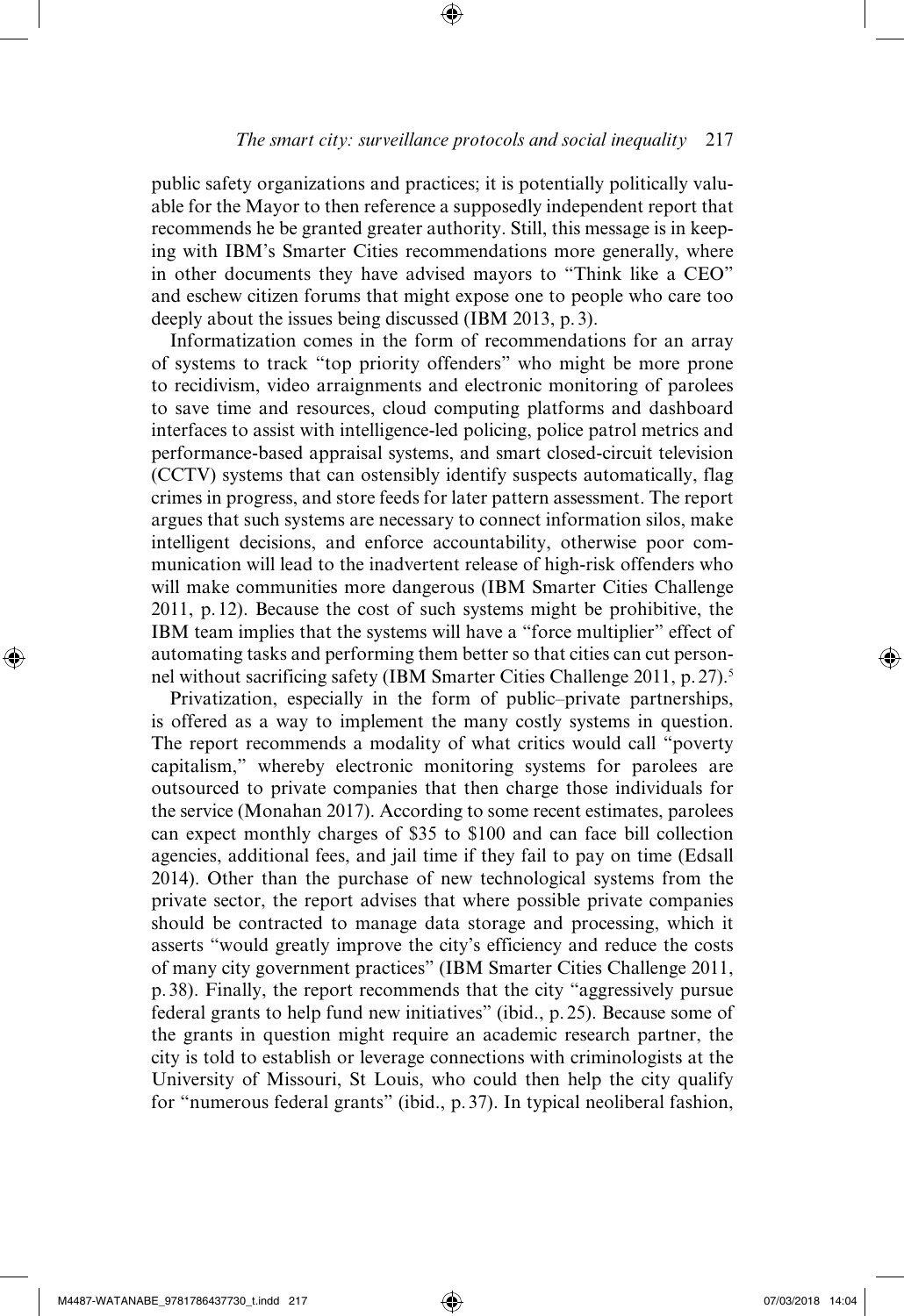public safety organizations and practices; it is potentially politically valuable for the Mayor to then reference a supposedly independent report that recommends he be granted greater authority. Still, this message is in keeping with IBM's Smarter Cities recommendations more generally, where in other documents they have advised mayors to "Think like a CEO" and eschew citizen forums that might expose one to people who care too deeply about the issues being discussed (IBM 2013, p. 3).

Informatization comes in the form of recommendations for an array of systems to track "top priority offenders" who might be more prone to recidivism, video arraignments and electronic monitoring of parolees to save time and resources, cloud computing platforms and dashboard interfaces to assist with intelligence-led policing, police patrol metrics and performance-based appraisal systems, and smart closed-circuit television (CCTV) systems that can ostensibly identify suspects automatically, flag crimes in progress, and store feeds for later pattern assessment. The report argues that such systems are necessary to connect information silos, make intelligent decisions, and enforce accountability, otherwise poor communication will lead to the inadvertent release of high-risk offenders who will make communities more dangerous (IBM Smarter Cities Challenge 2011, p. 12). Because the cost of such systems might be prohibitive, the IBM team implies that the systems will have a "force multiplier" effect of automating tasks and performing them better so that cities can cut personnel without sacrificing safety (IBM Smarter Cities Challenge 2011, p. 27).[5]

Privatization, especially in the form of public–private partnerships, is offered as a way to implement the many costly systems in question. The report recommends a modality of what critics would call "poverty capitalism," whereby electronic monitoring systems for parolees are outsourced to private companies that then charge those individuals for the service (Monahan 2017). According to some recent estimates, parolees can expect monthly charges of $35 to $100 and can face bill collection agencies, additional fees, and jail time if they fail to pay on time (Edsall 2014). Other than the purchase of new technological systems from the private sector, the report advises that where possible private companies should be contracted to manage data storage and processing, which it asserts "would greatly improve the city's efficiency and reduce the costs of many city government practices" (IBM Smarter Cities Challenge 2011, p. 38). Finally, the report recommends that the city "aggressively pursue federal grants to help fund new initiatives" (ibid., p. 25). Because some of the grants in question might require an academic research partner, the city is told to establish or leverage connections with criminologists at the University of Missouri, St Louis, who could then help the city qualify for "numerous federal grants" (ibid., p. 37). In typical neoliberal fashion,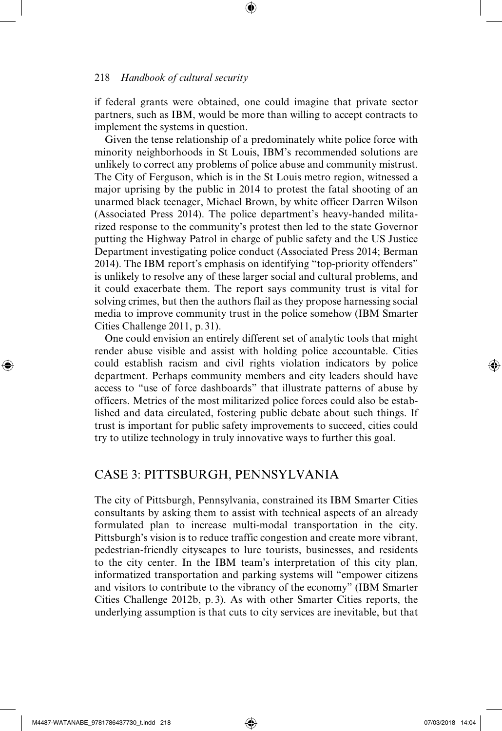if federal grants were obtained, one could imagine that private sector partners, such as IBM, would be more than willing to accept contracts to implement the systems in question.

Given the tense relationship of a predominately white police force with minority neighborhoods in St Louis, IBM's recommended solutions are unlikely to correct any problems of police abuse and community mistrust. The City of Ferguson, which is in the St Louis metro region, witnessed a major uprising by the public in 2014 to protest the fatal shooting of an unarmed black teenager, Michael Brown, by white officer Darren Wilson (Associated Press 2014). The police department's heavy-handed militarized response to the community's protest then led to the state Governor putting the Highway Patrol in charge of public safety and the US Justice Department investigating police conduct (Associated Press 2014; Berman 2014). The IBM report's emphasis on identifying "top-priority offenders" is unlikely to resolve any of these larger social and cultural problems, and it could exacerbate them. The report says community trust is vital for solving crimes, but then the authors flail as they propose harnessing social media to improve community trust in the police somehow (IBM Smarter Cities Challenge 2011, p. 31).

One could envision an entirely different set of analytic tools that might render abuse visible and assist with holding police accountable. Cities could establish racism and civil rights violation indicators by police department. Perhaps community members and city leaders should have access to "use of force dashboards" that illustrate patterns of abuse by officers. Metrics of the most militarized police forces could also be established and data circulated, fostering public debate about such things. If trust is important for public safety improvements to succeed, cities could try to utilize technology in truly innovative ways to further this goal.

## CASE 3: PITTSBURGH, PENNSYLVANIA

The city of Pittsburgh, Pennsylvania, constrained its IBM Smarter Cities consultants by asking them to assist with technical aspects of an already formulated plan to increase multi-modal transportation in the city. Pittsburgh's vision is to reduce traffic congestion and create more vibrant, pedestrian-friendly cityscapes to lure tourists, businesses, and residents to the city center. In the IBM team's interpretation of this city plan, informatized transportation and parking systems will "empower citizens and visitors to contribute to the vibrancy of the economy" (IBM Smarter Cities Challenge 2012b, p. 3). As with other Smarter Cities reports, the underlying assumption is that cuts to city services are inevitable, but that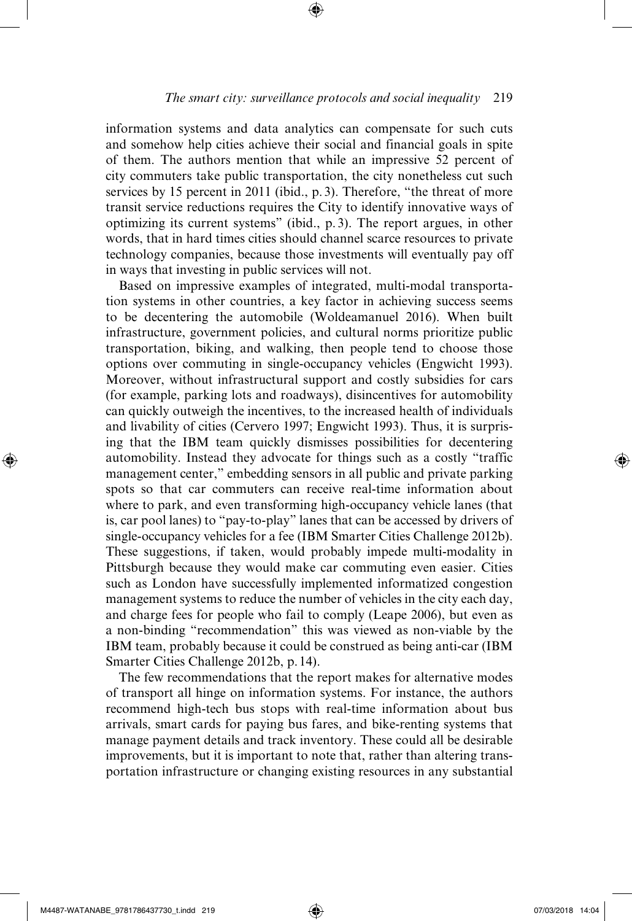information systems and data analytics can compensate for such cuts and somehow help cities achieve their social and financial goals in spite of them. The authors mention that while an impressive 52 percent of city commuters take public transportation, the city nonetheless cut such services by 15 percent in 2011 (ibid., p. 3). Therefore, "the threat of more transit service reductions requires the City to identify innovative ways of optimizing its current systems" (ibid., p. 3). The report argues, in other words, that in hard times cities should channel scarce resources to private technology companies, because those investments will eventually pay off in ways that investing in public services will not.

Based on impressive examples of integrated, multi-modal transportation systems in other countries, a key factor in achieving success seems to be decentering the automobile (Woldeamanuel 2016). When built infrastructure, government policies, and cultural norms prioritize public transportation, biking, and walking, then people tend to choose those options over commuting in single-occupancy vehicles (Engwicht 1993). Moreover, without infrastructural support and costly subsidies for cars (for example, parking lots and roadways), disincentives for automobility can quickly outweigh the incentives, to the increased health of individuals and livability of cities (Cervero 1997; Engwicht 1993). Thus, it is surprising that the IBM team quickly dismisses possibilities for decentering automobility. Instead they advocate for things such as a costly "traffic management center," embedding sensors in all public and private parking spots so that car commuters can receive real-time information about where to park, and even transforming high-occupancy vehicle lanes (that is, car pool lanes) to "pay-to-play" lanes that can be accessed by drivers of single-occupancy vehicles for a fee (IBM Smarter Cities Challenge 2012b). These suggestions, if taken, would probably impede multi-modality in Pittsburgh because they would make car commuting even easier. Cities such as London have successfully implemented informatized congestion management systems to reduce the number of vehicles in the city each day, and charge fees for people who fail to comply (Leape 2006), but even as a non-binding "recommendation" this was viewed as non-viable by the IBM team, probably because it could be construed as being anti-car (IBM Smarter Cities Challenge 2012b, p. 14).

The few recommendations that the report makes for alternative modes of transport all hinge on information systems. For instance, the authors recommend high-tech bus stops with real-time information about bus arrivals, smart cards for paying bus fares, and bike-renting systems that manage payment details and track inventory. These could all be desirable improvements, but it is important to note that, rather than altering transportation infrastructure or changing existing resources in any substantial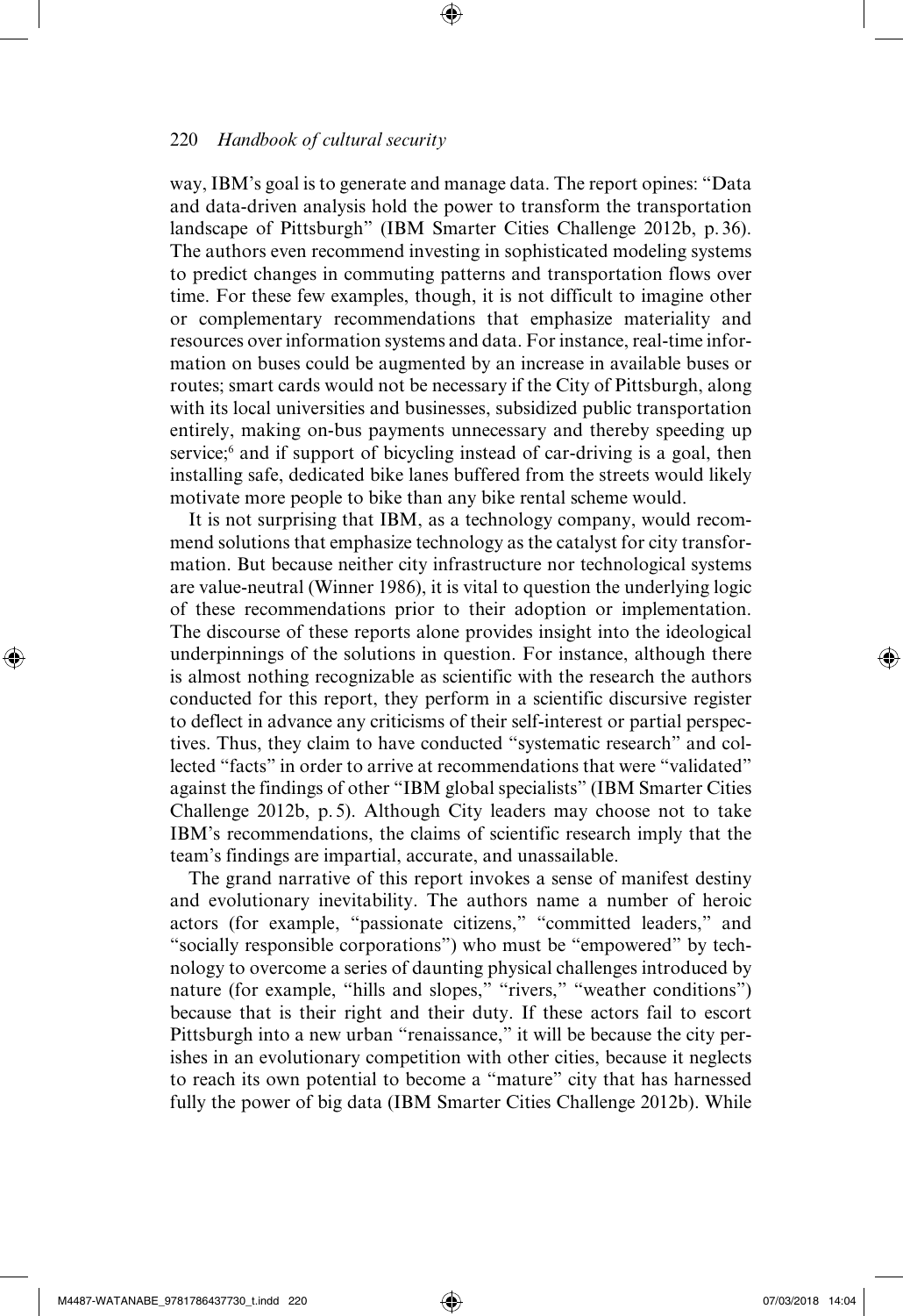way, IBM's goal is to generate and manage data. The report opines: "Data and data-driven analysis hold the power to transform the transportation landscape of Pittsburgh" (IBM Smarter Cities Challenge 2012b, p. 36). The authors even recommend investing in sophisticated modeling systems to predict changes in commuting patterns and transportation flows over time. For these few examples, though, it is not difficult to imagine other or complementary recommendations that emphasize materiality and resources over information systems and data. For instance, real-time information on buses could be augmented by an increase in available buses or routes; smart cards would not be necessary if the City of Pittsburgh, along with its local universities and businesses, subsidized public transportation entirely, making on-bus payments unnecessary and thereby speeding up service;[6] and if support of bicycling instead of car-driving is a goal, then installing safe, dedicated bike lanes buffered from the streets would likely motivate more people to bike than any bike rental scheme would.

It is not surprising that IBM, as a technology company, would recommend solutions that emphasize technology as the catalyst for city transformation. But because neither city infrastructure nor technological systems are value-neutral (Winner 1986), it is vital to question the underlying logic of these recommendations prior to their adoption or implementation. The discourse of these reports alone provides insight into the ideological underpinnings of the solutions in question. For instance, although there is almost nothing recognizable as scientific with the research the authors conducted for this report, they perform in a scientific discursive register to deflect in advance any criticisms of their self-interest or partial perspectives. Thus, they claim to have conducted "systematic research" and collected "facts" in order to arrive at recommendations that were "validated" against the findings of other "IBM global specialists" (IBM Smarter Cities Challenge 2012b, p. 5). Although City leaders may choose not to take IBM's recommendations, the claims of scientific research imply that the team's findings are impartial, accurate, and unassailable.

The grand narrative of this report invokes a sense of manifest destiny and evolutionary inevitability. The authors name a number of heroic actors (for example, "passionate citizens," "committed leaders," and "socially responsible corporations") who must be "empowered" by technology to overcome a series of daunting physical challenges introduced by nature (for example, "hills and slopes," "rivers," "weather conditions") because that is their right and their duty. If these actors fail to escort Pittsburgh into a new urban "renaissance," it will be because the city perishes in an evolutionary competition with other cities, because it neglects to reach its own potential to become a "mature" city that has harnessed fully the power of big data (IBM Smarter Cities Challenge 2012b). While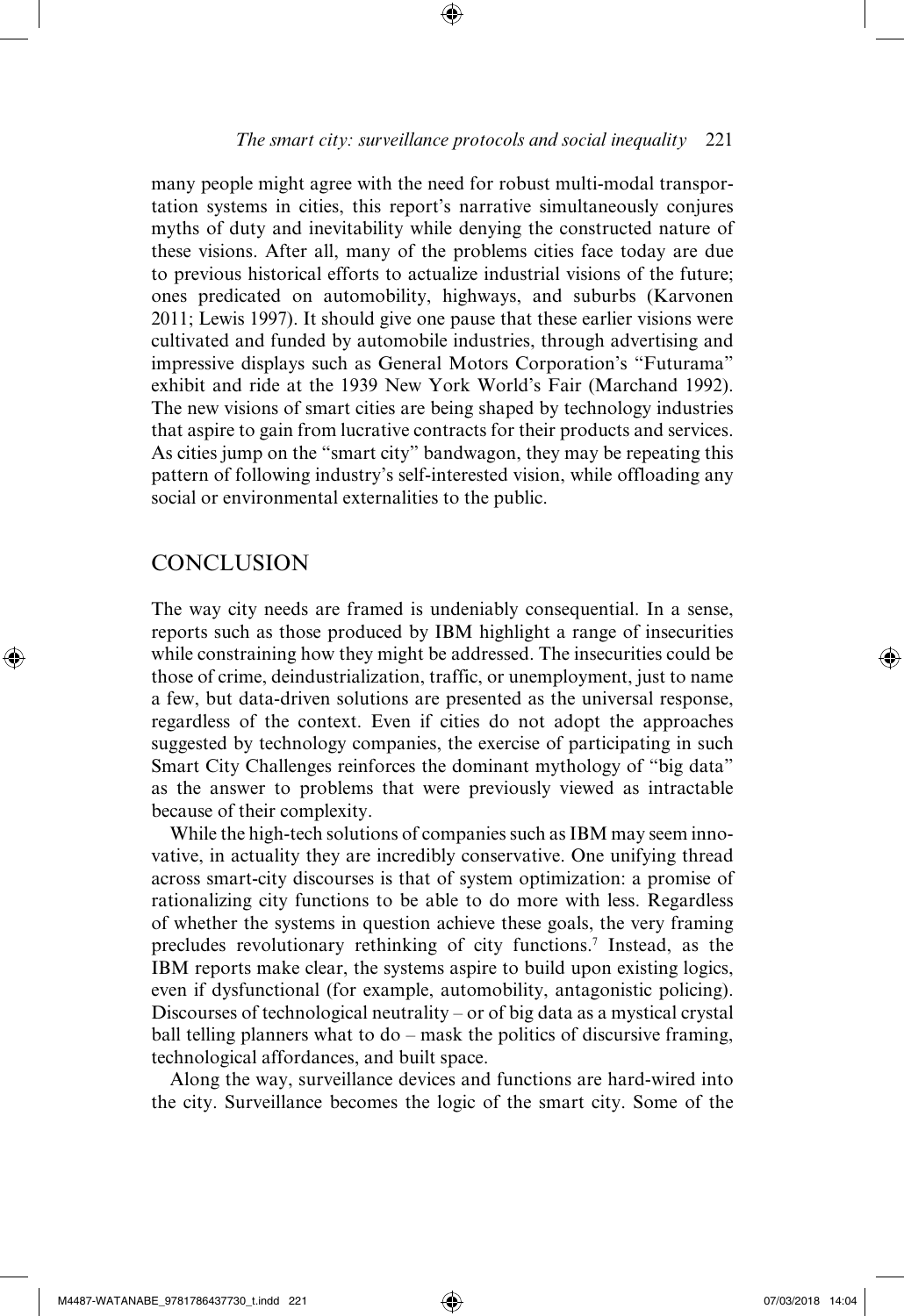many people might agree with the need for robust multi-modal transportation systems in cities, this report's narrative simultaneously conjures myths of duty and inevitability while denying the constructed nature of these visions. After all, many of the problems cities face today are due to previous historical efforts to actualize industrial visions of the future; ones predicated on automobility, highways, and suburbs (Karvonen 2011; Lewis 1997). It should give one pause that these earlier visions were cultivated and funded by automobile industries, through advertising and impressive displays such as General Motors Corporation's "Futurama" exhibit and ride at the 1939 New York World's Fair (Marchand 1992). The new visions of smart cities are being shaped by technology industries that aspire to gain from lucrative contracts for their products and services. As cities jump on the "smart city" bandwagon, they may be repeating this pattern of following industry's self-interested vision, while offloading any social or environmental externalities to the public.

## CONCLUSION

The way city needs are framed is undeniably consequential. In a sense, reports such as those produced by IBM highlight a range of insecurities while constraining how they might be addressed. The insecurities could be those of crime, deindustrialization, traffic, or unemployment, just to name a few, but data-driven solutions are presented as the universal response, regardless of the context. Even if cities do not adopt the approaches suggested by technology companies, the exercise of participating in such Smart City Challenges reinforces the dominant mythology of "big data" as the answer to problems that were previously viewed as intractable because of their complexity.

While the high-tech solutions of companies such as IBM may seem innovative, in actuality they are incredibly conservative. One unifying thread across smart-city discourses is that of system optimization: a promise of rationalizing city functions to be able to do more with less. Regardless of whether the systems in question achieve these goals, the very framing precludes revolutionary rethinking of city functions.[7] Instead, as the IBM reports make clear, the systems aspire to build upon existing logics, even if dysfunctional (for example, automobility, antagonistic policing). Discourses of technological neutrality – or of big data as a mystical crystal ball telling planners what to do – mask the politics of discursive framing, technological affordances, and built space.

Along the way, surveillance devices and functions are hard-wired into the city. Surveillance becomes the logic of the smart city. Some of the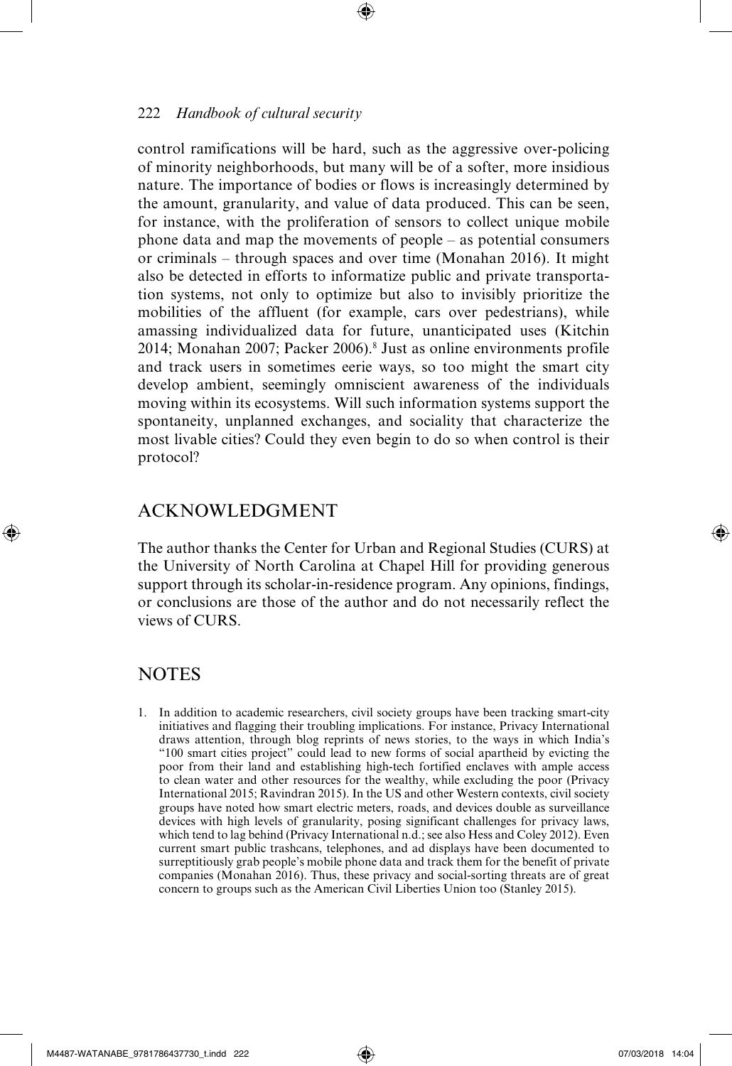control ramifications will be hard, such as the aggressive over-policing of minority neighborhoods, but many will be of a softer, more insidious nature. The importance of bodies or flows is increasingly determined by the amount, granularity, and value of data produced. This can be seen, for instance, with the proliferation of sensors to collect unique mobile phone data and map the movements of people – as potential consumers or criminals – through spaces and over time (Monahan 2016). It might also be detected in efforts to informatize public and private transportation systems, not only to optimize but also to invisibly prioritize the mobilities of the affluent (for example, cars over pedestrians), while amassing individualized data for future, unanticipated uses (Kitchin 2014; Monahan 2007; Packer 2006).[8] Just as online environments profile and track users in sometimes eerie ways, so too might the smart city develop ambient, seemingly omniscient awareness of the individuals moving within its ecosystems. Will such information systems support the spontaneity, unplanned exchanges, and sociality that characterize the most livable cities? Could they even begin to do so when control is their protocol?

## ACKNOWLEDGMENT

The author thanks the Center for Urban and Regional Studies (CURS) at the University of North Carolina at Chapel Hill for providing generous support through its scholar-in-residence program. Any opinions, findings, or conclusions are those of the author and do not necessarily reflect the views of CURS.

## NOTES

1. In addition to academic researchers, civil society groups have been tracking smart-city initiatives and flagging their troubling implications. For instance, Privacy International draws attention, through blog reprints of news stories, to the ways in which India's "100 smart cities project" could lead to new forms of social apartheid by evicting the poor from their land and establishing high-tech fortified enclaves with ample access to clean water and other resources for the wealthy, while excluding the poor (Privacy International 2015; Ravindran 2015). In the US and other Western contexts, civil society groups have noted how smart electric meters, roads, and devices double as surveillance devices with high levels of granularity, posing significant challenges for privacy laws, which tend to lag behind (Privacy International n.d.; see also Hess and Coley 2012). Even current smart public trashcans, telephones, and ad displays have been documented to surreptitiously grab people's mobile phone data and track them for the benefit of private companies (Monahan 2016). Thus, these privacy and social-sorting threats are of great concern to groups such as the American Civil Liberties Union too (Stanley 2015).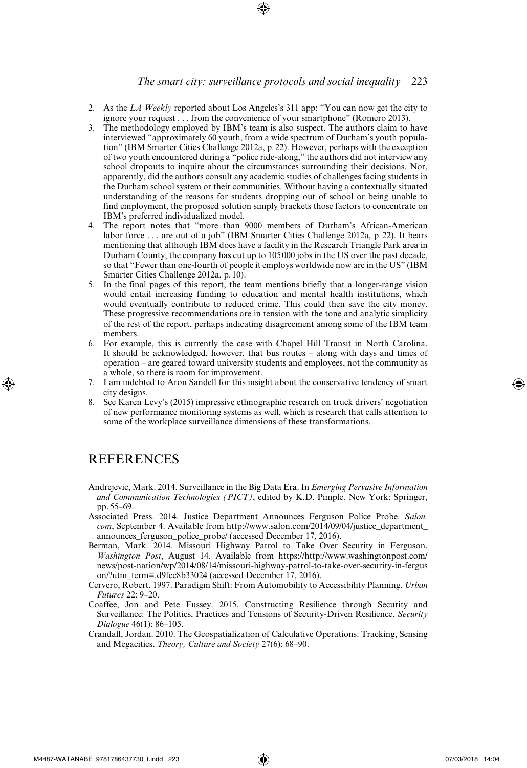2. As the *LA Weekly* reported about Los Angeles's 311 app: "You can now get the city to ignore your request . . . from the convenience of your smartphone" (Romero 2013).
3. The methodology employed by IBM's team is also suspect. The authors claim to have interviewed "approximately 60 youth, from a wide spectrum of Durham's youth population" (IBM Smarter Cities Challenge 2012a, p. 22). However, perhaps with the exception of two youth encountered during a "police ride-along," the authors did not interview any school dropouts to inquire about the circumstances surrounding their decisions. Nor, apparently, did the authors consult any academic studies of challenges facing students in the Durham school system or their communities. Without having a contextually situated understanding of the reasons for students dropping out of school or being unable to find employment, the proposed solution simply brackets those factors to concentrate on IBM's preferred individualized model.
4. The report notes that "more than 9000 members of Durham's African-American labor force . . . are out of a job" (IBM Smarter Cities Challenge 2012a, p. 22). It bears mentioning that although IBM does have a facility in the Research Triangle Park area in Durham County, the company has cut up to 105 000 jobs in the US over the past decade, so that "Fewer than one-fourth of people it employs worldwide now are in the US" (IBM Smarter Cities Challenge 2012a, p. 10).
5. In the final pages of this report, the team mentions briefly that a longer-range vision would entail increasing funding to education and mental health institutions, which would eventually contribute to reduced crime. This could then save the city money. These progressive recommendations are in tension with the tone and analytic simplicity of the rest of the report, perhaps indicating disagreement among some of the IBM team members.
6. For example, this is currently the case with Chapel Hill Transit in North Carolina. It should be acknowledged, however, that bus routes – along with days and times of operation – are geared toward university students and employees, not the community as a whole, so there is room for improvement.
7. I am indebted to Aron Sandell for this insight about the conservative tendency of smart city designs.
8. See Karen Levy's (2015) impressive ethnographic research on truck drivers' negotiation of new performance monitoring systems as well, which is research that calls attention to some of the workplace surveillance dimensions of these transformations.

## REFERENCES

Andrejevic, Mark. 2014. Surveillance in the Big Data Era. In *Emerging Pervasive Information and Communication Technologies (PICT)*, edited by K.D. Pimple. New York: Springer, pp. 55–69.

Associated Press. 2014. Justice Department Announces Ferguson Police Probe. *Salon.com*, September 4. Available from http://www.salon.com/2014/09/04/justice_department_announces_ferguson_police_probe/ (accessed December 17, 2016).

Berman, Mark. 2014. Missouri Highway Patrol to Take Over Security in Ferguson. *Washington Post*, August 14. Available from https://http://www.washingtonpost.com/news/post-nation/wp/2014/08/14/missouri-highway-patrol-to-take-over-security-in-ferguson/?utm_term=.d9fec8b33024 (accessed December 17, 2016).

Cervero, Robert. 1997. Paradigm Shift: From Automobility to Accessibility Planning. *Urban Futures* 22: 9–20.

Coaffee, Jon and Pete Fussey. 2015. Constructing Resilience through Security and Surveillance: The Politics, Practices and Tensions of Security-Driven Resilience. *Security Dialogue* 46(1): 86–105.

Crandall, Jordan. 2010. The Geospatialization of Calculative Operations: Tracking, Sensing and Megacities. *Theory, Culture and Society* 27(6): 68–90.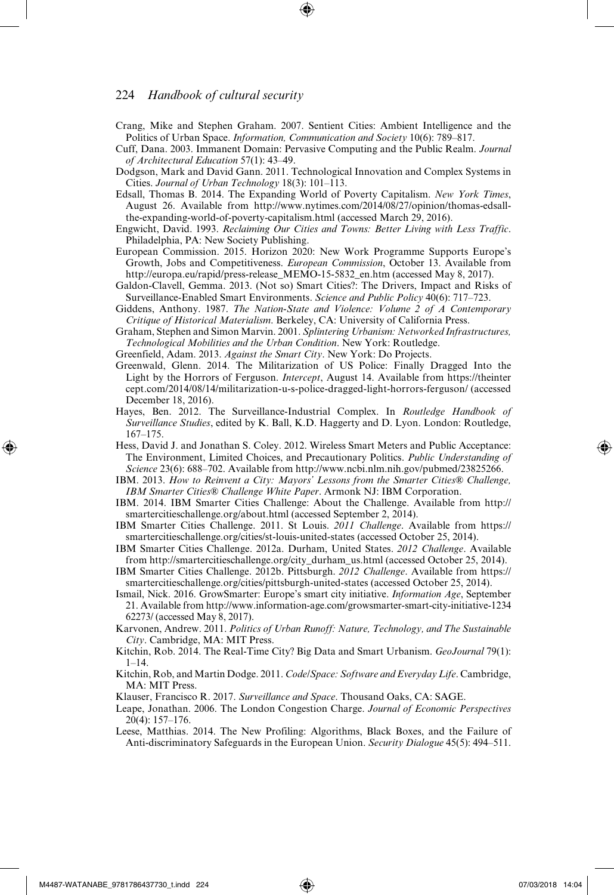Crang, Mike and Stephen Graham. 2007. Sentient Cities: Ambient Intelligence and the Politics of Urban Space. *Information, Communication and Society* 10(6): 789–817.

Cuff, Dana. 2003. Immanent Domain: Pervasive Computing and the Public Realm. *Journal of Architectural Education* 57(1): 43–49.

Dodgson, Mark and David Gann. 2011. Technological Innovation and Complex Systems in Cities. *Journal of Urban Technology* 18(3): 101–113.

Edsall, Thomas B. 2014. The Expanding World of Poverty Capitalism. *New York Times*, August 26. Available from http://www.nytimes.com/2014/08/27/opinion/thomas-edsall-the-expanding-world-of-poverty-capitalism.html (accessed March 29, 2016).

Engwicht, David. 1993. *Reclaiming Our Cities and Towns: Better Living with Less Traffic*. Philadelphia, PA: New Society Publishing.

European Commission. 2015. Horizon 2020: New Work Programme Supports Europe's Growth, Jobs and Competitiveness. *European Commission*, October 13. Available from http://europa.eu/rapid/press-release_MEMO-15-5832_en.htm (accessed May 8, 2017).

Galdon-Clavell, Gemma. 2013. (Not so) Smart Cities?: The Drivers, Impact and Risks of Surveillance-Enabled Smart Environments. *Science and Public Policy* 40(6): 717–723.

Giddens, Anthony. 1987. *The Nation-State and Violence: Volume 2 of A Contemporary Critique of Historical Materialism*. Berkeley, CA: University of California Press.

Graham, Stephen and Simon Marvin. 2001. *Splintering Urbanism: Networked Infrastructures, Technological Mobilities and the Urban Condition*. New York: Routledge.

Greenfield, Adam. 2013. *Against the Smart City*. New York: Do Projects.

Greenwald, Glenn. 2014. The Militarization of US Police: Finally Dragged Into the Light by the Horrors of Ferguson. *Intercept*, August 14. Available from https://theintercept.com/2014/08/14/militarization-u-s-police-dragged-light-horrors-ferguson/ (accessed December 18, 2016).

Hayes, Ben. 2012. The Surveillance-Industrial Complex. In *Routledge Handbook of Surveillance Studies*, edited by K. Ball, K.D. Haggerty and D. Lyon. London: Routledge, 167–175.

Hess, David J. and Jonathan S. Coley. 2012. Wireless Smart Meters and Public Acceptance: The Environment, Limited Choices, and Precautionary Politics. *Public Understanding of Science* 23(6): 688–702. Available from http://www.ncbi.nlm.nih.gov/pubmed/23825266.

IBM. 2013. *How to Reinvent a City: Mayors' Lessons from the Smarter Cities® Challenge, IBM Smarter Cities® Challenge White Paper*. Armonk NJ: IBM Corporation.

IBM. 2014. IBM Smarter Cities Challenge: About the Challenge. Available from http://smartercitieschallenge.org/about.html (accessed September 2, 2014).

IBM Smarter Cities Challenge. 2011. St Louis. *2011 Challenge*. Available from https://smartercitieschallenge.org/cities/st-louis-united-states (accessed October 25, 2014).

IBM Smarter Cities Challenge. 2012a. Durham, United States. *2012 Challenge*. Available from http://smartercitieschallenge.org/city_durham_us.html (accessed October 25, 2014).

IBM Smarter Cities Challenge. 2012b. Pittsburgh. *2012 Challenge*. Available from https://smartercitieschallenge.org/cities/pittsburgh-united-states (accessed October 25, 2014).

Ismail, Nick. 2016. GrowSmarter: Europe's smart city initiative. *Information Age*, September 21. Available from http://www.information-age.com/growsmarter-smart-city-initiative-123462273/ (accessed May 8, 2017).

Karvonen, Andrew. 2011. *Politics of Urban Runoff: Nature, Technology, and The Sustainable City*. Cambridge, MA: MIT Press.

Kitchin, Rob. 2014. The Real-Time City? Big Data and Smart Urbanism. *GeoJournal* 79(1): 1–14.

Kitchin, Rob, and Martin Dodge. 2011. *Code/Space: Software and Everyday Life*. Cambridge, MA: MIT Press.

Klauser, Francisco R. 2017. *Surveillance and Space*. Thousand Oaks, CA: SAGE.

Leape, Jonathan. 2006. The London Congestion Charge. *Journal of Economic Perspectives* 20(4): 157–176.

Leese, Matthias. 2014. The New Profiling: Algorithms, Black Boxes, and the Failure of Anti-discriminatory Safeguards in the European Union. *Security Dialogue* 45(5): 494–511.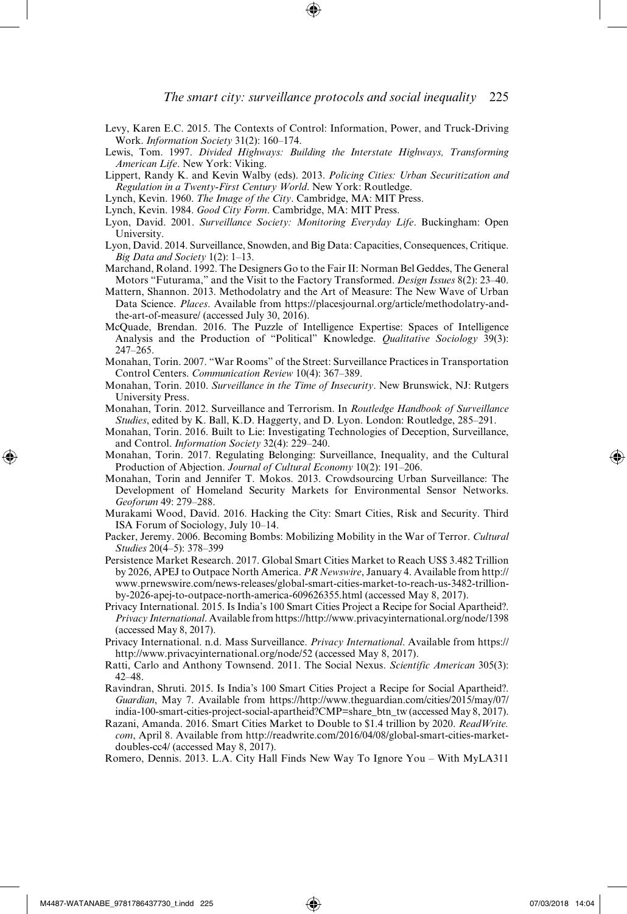Levy, Karen E.C. 2015. The Contexts of Control: Information, Power, and Truck-Driving Work. *Information Society* 31(2): 160–174.

Lewis, Tom. 1997. *Divided Highways: Building the Interstate Highways, Transforming American Life*. New York: Viking.

Lippert, Randy K. and Kevin Walby (eds). 2013. *Policing Cities: Urban Securitization and Regulation in a Twenty-First Century World*. New York: Routledge.

Lynch, Kevin. 1960. *The Image of the City*. Cambridge, MA: MIT Press.

Lynch, Kevin. 1984. *Good City Form*. Cambridge, MA: MIT Press.

Lyon, David. 2001. *Surveillance Society: Monitoring Everyday Life*. Buckingham: Open University.

Lyon, David. 2014. Surveillance, Snowden, and Big Data: Capacities, Consequences, Critique. *Big Data and Society* 1(2): 1–13.

Marchand, Roland. 1992. The Designers Go to the Fair II: Norman Bel Geddes, The General Motors "Futurama," and the Visit to the Factory Transformed. *Design Issues* 8(2): 23–40.

Mattern, Shannon. 2013. Methodolatry and the Art of Measure: The New Wave of Urban Data Science. *Places*. Available from https://placesjournal.org/article/methodolatry-and-the-art-of-measure/ (accessed July 30, 2016).

McQuade, Brendan. 2016. The Puzzle of Intelligence Expertise: Spaces of Intelligence Analysis and the Production of "Political" Knowledge. *Qualitative Sociology* 39(3): 247–265.

Monahan, Torin. 2007. "War Rooms" of the Street: Surveillance Practices in Transportation Control Centers. *Communication Review* 10(4): 367–389.

Monahan, Torin. 2010. *Surveillance in the Time of Insecurity*. New Brunswick, NJ: Rutgers University Press.

Monahan, Torin. 2012. Surveillance and Terrorism. In *Routledge Handbook of Surveillance Studies*, edited by K. Ball, K.D. Haggerty, and D. Lyon. London: Routledge, 285–291.

Monahan, Torin. 2016. Built to Lie: Investigating Technologies of Deception, Surveillance, and Control. *Information Society* 32(4): 229–240.

Monahan, Torin. 2017. Regulating Belonging: Surveillance, Inequality, and the Cultural Production of Abjection. *Journal of Cultural Economy* 10(2): 191–206.

Monahan, Torin and Jennifer T. Mokos. 2013. Crowdsourcing Urban Surveillance: The Development of Homeland Security Markets for Environmental Sensor Networks. *Geoforum* 49: 279–288.

Murakami Wood, David. 2016. Hacking the City: Smart Cities, Risk and Security. Third ISA Forum of Sociology, July 10–14.

Packer, Jeremy. 2006. Becoming Bombs: Mobilizing Mobility in the War of Terror. *Cultural Studies* 20(4–5): 378–399

Persistence Market Research. 2017. Global Smart Cities Market to Reach US$ 3.482 Trillion by 2026, APEJ to Outpace North America. *PR Newswire*, January 4. Available from http://www.prnewswire.com/news-releases/global-smart-cities-market-to-reach-us-3482-trillion-by-2026-apej-to-outpace-north-america-609626355.html (accessed May 8, 2017).

Privacy International. 2015. Is India's 100 Smart Cities Project a Recipe for Social Apartheid?. *Privacy International*. Available from https://http://www.privacyinternational.org/node/1398 (accessed May 8, 2017).

Privacy International. n.d. Mass Surveillance. *Privacy International*. Available from https://http://www.privacyinternational.org/node/52 (accessed May 8, 2017).

Ratti, Carlo and Anthony Townsend. 2011. The Social Nexus. *Scientific American* 305(3): 42–48.

Ravindran, Shruti. 2015. Is India's 100 Smart Cities Project a Recipe for Social Apartheid?. *Guardian*, May 7. Available from https://http://www.theguardian.com/cities/2015/may/07/india-100-smart-cities-project-social-apartheid?CMP=share_btn_tw (accessed May 8, 2017).

Razani, Amanda. 2016. Smart Cities Market to Double to $1.4 trillion by 2020. *ReadWrite.com*, April 8. Available from http://readwrite.com/2016/04/08/global-smart-cities-market-doubles-cc4/ (accessed May 8, 2017).

Romero, Dennis. 2013. L.A. City Hall Finds New Way To Ignore You – With MyLA311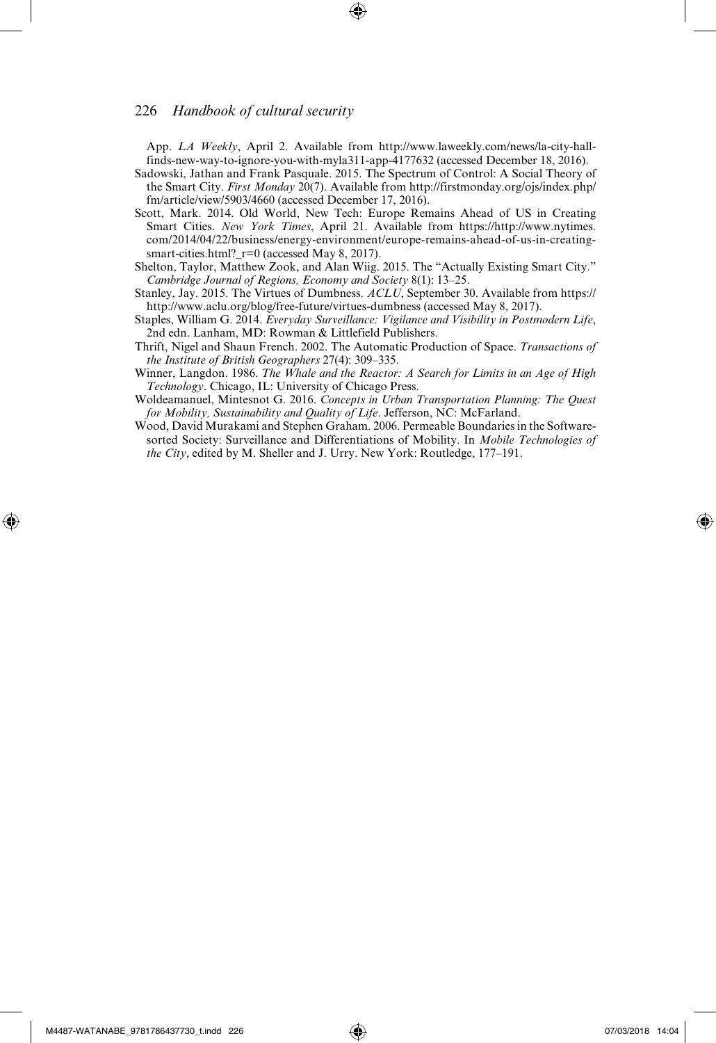App. *LA Weekly*, April 2. Available from http://www.laweekly.com/news/la-city-hall-finds-new-way-to-ignore-you-with-myla311-app-4177632 (accessed December 18, 2016).

Sadowski, Jathan and Frank Pasquale. 2015. The Spectrum of Control: A Social Theory of the Smart City. *First Monday* 20(7). Available from http://firstmonday.org/ojs/index.php/fm/article/view/5903/4660 (accessed December 17, 2016).

Scott, Mark. 2014. Old World, New Tech: Europe Remains Ahead of US in Creating Smart Cities. *New York Times*, April 21. Available from https://http://www.nytimes.com/2014/04/22/business/energy-environment/europe-remains-ahead-of-us-in-creating-smart-cities.html?_r=0 (accessed May 8, 2017).

Shelton, Taylor, Matthew Zook, and Alan Wiig. 2015. The "Actually Existing Smart City." *Cambridge Journal of Regions, Economy and Society* 8(1): 13–25.

Stanley, Jay. 2015. The Virtues of Dumbness. *ACLU*, September 30. Available from https://http://www.aclu.org/blog/free-future/virtues-dumbness (accessed May 8, 2017).

Staples, William G. 2014. *Everyday Surveillance: Vigilance and Visibility in Postmodern Life*, 2nd edn. Lanham, MD: Rowman & Littlefield Publishers.

Thrift, Nigel and Shaun French. 2002. The Automatic Production of Space. *Transactions of the Institute of British Geographers* 27(4): 309–335.

Winner, Langdon. 1986. *The Whale and the Reactor: A Search for Limits in an Age of High Technology*. Chicago, IL: University of Chicago Press.

Woldeamanuel, Mintesnot G. 2016. *Concepts in Urban Transportation Planning: The Quest for Mobility, Sustainability and Quality of Life*. Jefferson, NC: McFarland.

Wood, David Murakami and Stephen Graham. 2006. Permeable Boundaries in the Software-sorted Society: Surveillance and Differentiations of Mobility. In *Mobile Technologies of the City*, edited by M. Sheller and J. Urry. New York: Routledge, 177–191.